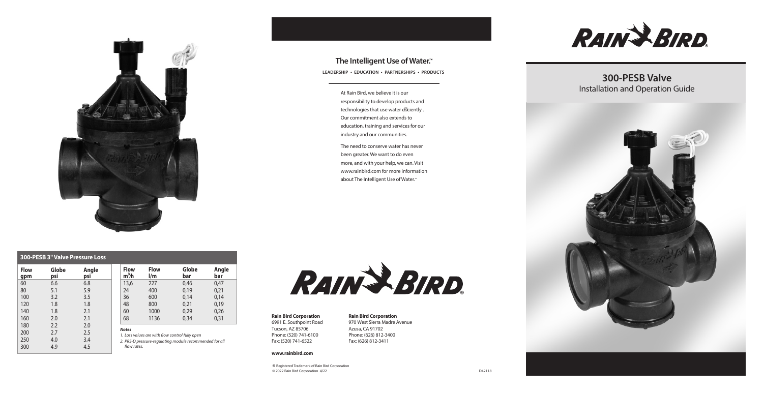## 300-PESB 3" Valve Pressure Loss

| Flow gpm | Globe psi | Angle psi |
|---|---|---|
| 60 | 6.6 | 6.8 |
| 80 | 5.1 | 5.9 |
| 100 | 3.2 | 3.5 |
| 120 | 1.8 | 1.8 |
| 140 | 1.8 | 2.1 |
| 160 | 2.0 | 2.1 |
| 180 | 2.2 | 2.0 |
| 200 | 2.7 | 2.5 |
| 250 | 4.0 | 3.4 |
| 300 | 4.9 | 4.5 |

| Flow $m^3/h$ | Flow l/m | Globe bar | Angle bar |
|---|---|---|---|
| 13,6 | 227 | 0,46 | 0,47 |
| 24 | 400 | 0,19 | 0,21 |
| 36 | 600 | 0,14 | 0,14 |
| 48 | 800 | 0,21 | 0,19 |
| 60 | 1000 | 0,29 | 0,26 |
| 68 | 1136 | 0,34 | 0,31 |

***Notes***

*1. Loss values are with flow control fully open*

*2. PRS-D pressure-regulating module recommended for all flow rates.*

## The Intelligent Use of Water.™

**LEADERSHIP • EDUCATION • PARTNERSHIPS • PRODUCTS**

At Rain Bird, we believe it is our responsibility to develop products and technologies that use water efficiently . Our commitment also extends to education, training and services for our industry and our communities.

The need to conserve water has never been greater. We want to do even more, and with your help, we can. Visit www.rainbird.com for more information about The Intelligent Use of Water.™

RAIN BIRD®

**Rain Bird Corporation**
6991 E. Southpoint Road
Tucson, AZ 85706
Phone: (520) 741-6100
Fax: (520) 741-6522

**Rain Bird Corporation**
970 West Sierra Madre Avenue
Azusa, CA 91702
Phone: (626) 812-3400
Fax: (626) 812-3411

**www.rainbird.com**

® Registered Trademark of Rain Bird Corporation
© 2022 Rain Bird Corporation 4/22

D42118

RAIN BIRD®

# 300-PESB Valve

## Installation and Operation Guide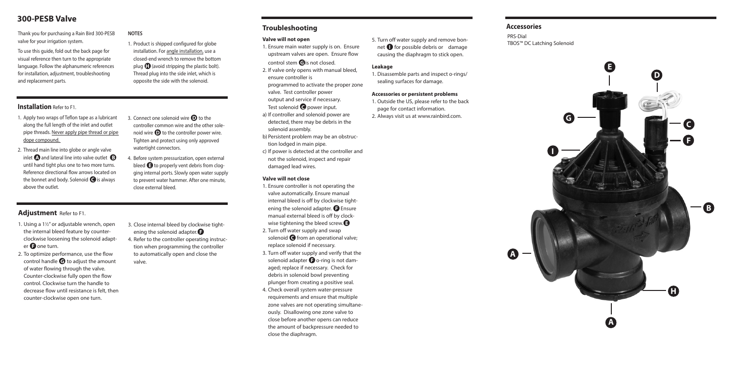# 300-PESB Valve

Thank you for purchasing a Rain Bird 300-PESB valve for your irrigation system.

To use this guide, fold out the back page for visual reference then turn to the appropriate language. Follow the alphanumeric references for installation, adjustment, troubleshooting and replacement parts.

**NOTES**

1. Product is shipped configured for globe installation. For angle installation, use a closed-end wrench to remove the bottom plug H (avoid stripping the plastic bolt). Thread plug into the side inlet, which is opposite the side with the solenoid.

## Installation Refer to F1.

1. Apply two wraps of Teflon tape as a lubricant along the full length of the inlet and outlet pipe threads. Never apply pipe thread or pipe dope compound.
2. Thread main line into globe or angle valve inlet A and lateral line into valve outlet B until hand tight plus one to two more turns. Reference directional flow arrows located on the bonnet and body. Solenoid C is always above the outlet.
3. Connect one solenoid wire D to the controller common wire and the other solenoid wire D to the controller power wire. Tighten and protect using only approved watertight connectors.
4. Before system pressurization, open external bleed E to properly vent debris from clogging internal ports. Slowly open water supply to prevent water hammer. After one minute, close external bleed.

## Adjustment Refer to F1.

1. Using a 1½" or adjustable wrench, open the internal bleed feature by counter-clockwise loosening the solenoid adapter F one turn.
2. To optimize performance, use the flow control handle G to adjust the amount of water flowing through the valve. Counter-clockwise fully open the flow control. Clockwise turn the handle to decrease flow until resistance is felt, then counter-clockwise open one turn.
3. Close internal bleed by clockwise tightening the solenoid adapter. F
4. Refer to the controller operating instruction when programming the controller to automatically open and close the valve.

## Troubleshooting

### Valve will not open

1. Ensure main water supply is on. Ensure upstream valves are open. Ensure flow control stem G is not closed.
2. If valve only opens with manual bleed, ensure controller is programmed to activate the proper zone valve. Test controller power output and service if necessary. Test solenoid C power input.
   a) If controller and solenoid power are detected, there may be debris in the solenoid assembly.
   b) Persistent problem may be an obstruction lodged in main pipe.
   c) If power is detected at the controller and not the solenoid, inspect and repair damaged lead wires.
5. Turn off water supply and remove bonnet I for possible debris or damage causing the diaphragm to stick open.

### Valve will not close

1. Ensure controller is not operating the valve automatically. Ensure manual internal bleed is off by clockwise tightening the solenoid adapter. F Ensure manual external bleed is off by clockwise tightening the bleed screw. E
2. Turn off water supply and swap solenoid C from an operational valve; replace solenoid if necessary.
3. Turn off water supply and verify that the solenoid adapter F o-ring is not damaged; replace if necessary. Check for debris in solenoid bowl preventing plunger from creating a positive seal.
4. Check overall system water-pressure requirements and ensure that multiple zone valves are not operating simultaneously. Disallowing one zone valve to close before another opens can reduce the amount of backpressure needed to close the diaphragm.

### Leakage

1. Disassemble parts and inspect o-rings/sealing surfaces for damage.

### Accessories or persistent problems

1. Outside the US, please refer to the back page for contact information.
2. Always visit us at www.rainbird.com.

## Accessories

PRS-Dial
TBOS™ DC Latching Solenoid

E
D
G
C
F
I
B
A
H
A